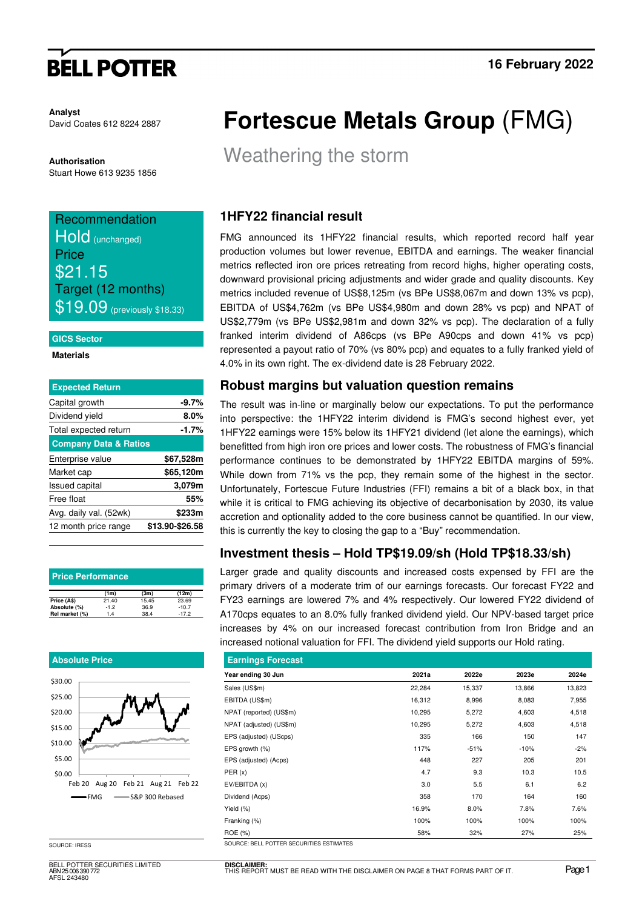BELL POTTER

16 February 2022

**Analyst**
David Coates 612 8224 2887

**Authorisation**
Stuart Howe 613 9235 1856

# Fortescue Metals Group (FMG)

## Weathering the storm

Recommendation
**Hold** (unchanged)
Price
**$21.15**
Target (12 months)
**$19.09** (previously $18.33)

**GICS Sector**

**Materials**

| Expected Return | |
|---|---|
| Capital growth | -9.7% |
| Dividend yield | 8.0% |
| Total expected return | -1.7% |
| **Company Data & Ratios** | |
| Enterprise value | $67,528m |
| Market cap | $65,120m |
| Issued capital | 3,079m |
| Free float | 55% |
| Avg. daily val. (52wk) | $233m |
| 12 month price range | $13.90-$26.58 |

**Price Performance**

| | (1m) | (3m) | (12m) |
|---|---|---|---|
| Price (A$) | 21.40 | 15.45 | 23.69 |
| Absolute (%) | -1.2 | 36.9 | -10.7 |
| Rel market (%) | 1.4 | 38.4 | -17.2 |

**Absolute Price**

FMG — S&P 300 Rebased

SOURCE: IRESS

### 1HFY22 financial result

FMG announced its 1HFY22 financial results, which reported record half year production volumes but lower revenue, EBITDA and earnings. The weaker financial metrics reflected iron ore prices retreating from record highs, higher operating costs, downward provisional pricing adjustments and wider grade and quality discounts. Key metrics included revenue of US$8,125m (vs BPe US$8,067m and down 13% vs pcp), EBITDA of US$4,762m (vs BPe US$4,980m and down 28% vs pcp) and NPAT of US$2,779m (vs BPe US$2,981m and down 32% vs pcp). The declaration of a fully franked interim dividend of A86cps (vs BPe A90cps and down 41% vs pcp) represented a payout ratio of 70% (vs 80% pcp) and equates to a fully franked yield of 4.0% in its own right. The ex-dividend date is 28 February 2022.

### Robust margins but valuation question remains

The result was in-line or marginally below our expectations. To put the performance into perspective: the 1HFY22 interim dividend is FMG's second highest ever, yet 1HFY22 earnings were 15% below its 1HFY21 dividend (let alone the earnings), which benefitted from high iron ore prices and lower costs. The robustness of FMG's financial performance continues to be demonstrated by 1HFY22 EBITDA margins of 59%. While down from 71% vs the pcp, they remain some of the highest in the sector. Unfortunately, Fortescue Future Industries (FFI) remains a bit of a black box, in that while it is critical to FMG achieving its objective of decarbonisation by 2030, its value accretion and optionality added to the core business cannot be quantified. In our view, this is currently the key to closing the gap to a "Buy" recommendation.

### Investment thesis – Hold TP$19.09/sh (Hold TP$18.33/sh)

Larger grade and quality discounts and increased costs expensed by FFI are the primary drivers of a moderate trim of our earnings forecasts. Our forecast FY22 and FY23 earnings are lowered 7% and 4% respectively. Our lowered FY22 dividend of A170cps equates to an 8.0% fully franked dividend yield. Our NPV-based target price increases by 4% on our increased forecast contribution from Iron Bridge and an increased notional valuation for FFI. The dividend yield supports our Hold rating.

**Earnings Forecast**

| Year ending 30 Jun | 2021a | 2022e | 2023e | 2024e |
|---|---|---|---|---|
| Sales (US$m) | 22,284 | 15,337 | 13,866 | 13,823 |
| EBITDA (US$m) | 16,312 | 8,996 | 8,083 | 7,955 |
| NPAT (reported) (US$m) | 10,295 | 5,272 | 4,603 | 4,518 |
| NPAT (adjusted) (US$m) | 10,295 | 5,272 | 4,603 | 4,518 |
| EPS (adjusted) (UScps) | 335 | 166 | 150 | 147 |
| EPS growth (%) | 117% | -51% | -10% | -2% |
| EPS (adjusted) (Acps) | 448 | 227 | 205 | 201 |
| PER (x) | 4.7 | 9.3 | 10.3 | 10.5 |
| EV/EBITDA (x) | 3.0 | 5.5 | 6.1 | 6.2 |
| Dividend (Acps) | 358 | 170 | 164 | 160 |
| Yield (%) | 16.9% | 8.0% | 7.8% | 7.6% |
| Franking (%) | 100% | 100% | 100% | 100% |
| ROE (%) | 58% | 32% | 27% | 25% |

SOURCE: BELL POTTER SECURITIES ESTIMATES

BELL POTTER SECURITIES LIMITED
ABN 25 006 390 772
AFSL 243480

**DISCLAIMER:**
THIS REPORT MUST BE READ WITH THE DISCLAIMER ON PAGE 8 THAT FORMS PART OF IT.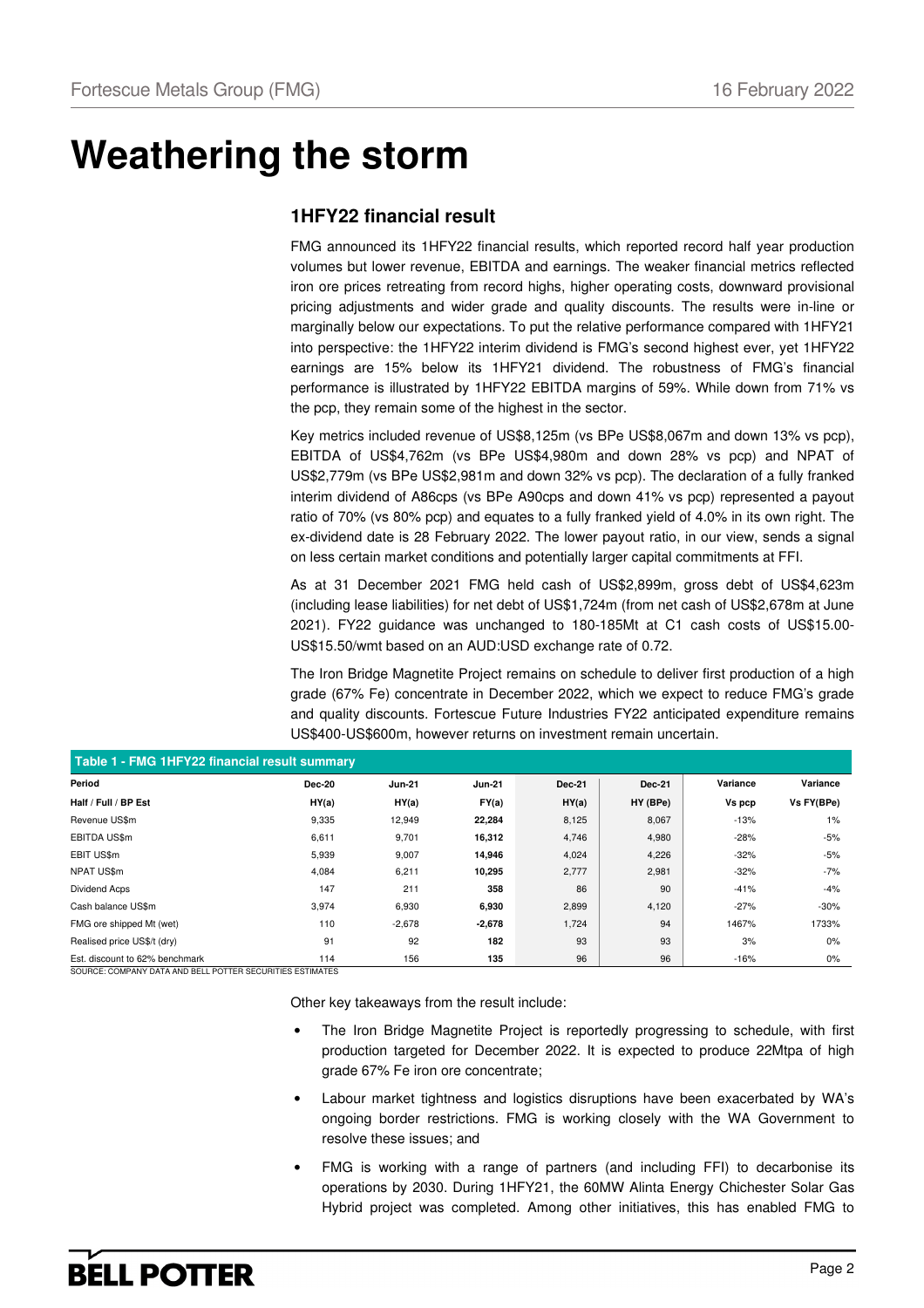# Weathering the storm

## 1HFY22 financial result

FMG announced its 1HFY22 financial results, which reported record half year production volumes but lower revenue, EBITDA and earnings. The weaker financial metrics reflected iron ore prices retreating from record highs, higher operating costs, downward provisional pricing adjustments and wider grade and quality discounts. The results were in-line or marginally below our expectations. To put the relative performance compared with 1HFY21 into perspective: the 1HFY22 interim dividend is FMG's second highest ever, yet 1HFY22 earnings are 15% below its 1HFY21 dividend. The robustness of FMG's financial performance is illustrated by 1HFY22 EBITDA margins of 59%. While down from 71% vs the pcp, they remain some of the highest in the sector.

Key metrics included revenue of US$8,125m (vs BPe US$8,067m and down 13% vs pcp), EBITDA of US$4,762m (vs BPe US$4,980m and down 28% vs pcp) and NPAT of US$2,779m (vs BPe US$2,981m and down 32% vs pcp). The declaration of a fully franked interim dividend of A86cps (vs BPe A90cps and down 41% vs pcp) represented a payout ratio of 70% (vs 80% pcp) and equates to a fully franked yield of 4.0% in its own right. The ex-dividend date is 28 February 2022. The lower payout ratio, in our view, sends a signal on less certain market conditions and potentially larger capital commitments at FFI.

As at 31 December 2021 FMG held cash of US$2,899m, gross debt of US$4,623m (including lease liabilities) for net debt of US$1,724m (from net cash of US$2,678m at June 2021). FY22 guidance was unchanged to 180-185Mt at C1 cash costs of US$15.00-US$15.50/wmt based on an AUD:USD exchange rate of 0.72.

The Iron Bridge Magnetite Project remains on schedule to deliver first production of a high grade (67% Fe) concentrate in December 2022, which we expect to reduce FMG's grade and quality discounts. Fortescue Future Industries FY22 anticipated expenditure remains US$400-US$600m, however returns on investment remain uncertain.

**Table 1 - FMG 1HFY22 financial result summary**

| Period | Dec-20 | Jun-21 | Jun-21 | Dec-21 | Dec-21 | Variance | Variance |
|---|---|---|---|---|---|---|---|
| Half / Full / BP Est | HY(a) | HY(a) | FY(a) | HY(a) | HY (BPe) | Vs pcp | Vs FY(BPe) |
| Revenue US$m | 9,335 | 12,949 | **22,284** | 8,125 | 8,067 | -13% | 1% |
| EBITDA US$m | 6,611 | 9,701 | **16,312** | 4,746 | 4,980 | -28% | -5% |
| EBIT US$m | 5,939 | 9,007 | **14,946** | 4,024 | 4,226 | -32% | -5% |
| NPAT US$m | 4,084 | 6,211 | **10,295** | 2,777 | 2,981 | -32% | -7% |
| Dividend Acps | 147 | 211 | **358** | 86 | 90 | -41% | -4% |
| Cash balance US$m | 3,974 | 6,930 | **6,930** | 2,899 | 4,120 | -27% | -30% |
| FMG ore shipped Mt (wet) | 110 | -2,678 | **-2,678** | 1,724 | 94 | 1467% | 1733% |
| Realised price US$/t (dry) | 91 | 92 | **182** | 93 | 93 | 3% | 0% |
| Est. discount to 62% benchmark | 114 | 156 | **135** | 96 | 96 | -16% | 0% |

SOURCE: COMPANY DATA AND BELL POTTER SECURITIES ESTIMATES

Other key takeaways from the result include:

- The Iron Bridge Magnetite Project is reportedly progressing to schedule, with first production targeted for December 2022. It is expected to produce 22Mtpa of high grade 67% Fe iron ore concentrate;
- Labour market tightness and logistics disruptions have been exacerbated by WA's ongoing border restrictions. FMG is working closely with the WA Government to resolve these issues; and
- FMG is working with a range of partners (and including FFI) to decarbonise its operations by 2030. During 1HFY21, the 60MW Alinta Energy Chichester Solar Gas Hybrid project was completed. Among other initiatives, this has enabled FMG to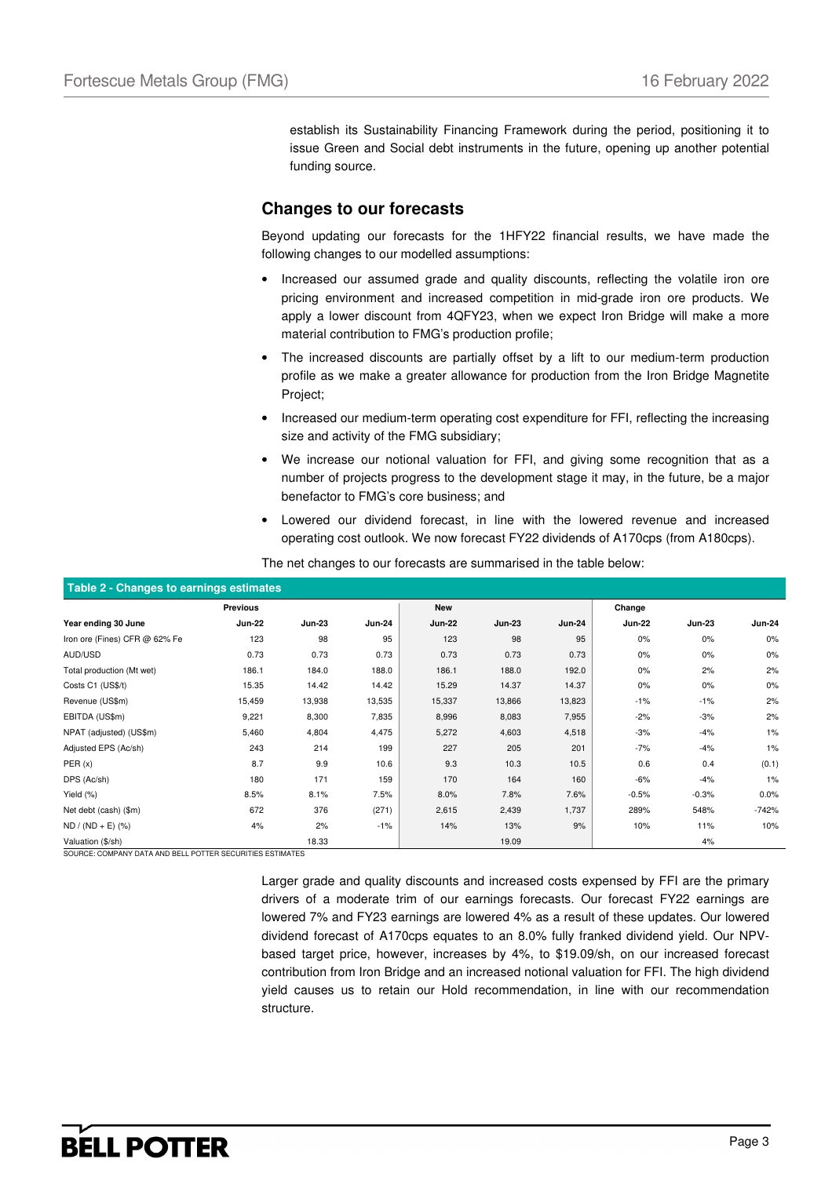establish its Sustainability Financing Framework during the period, positioning it to issue Green and Social debt instruments in the future, opening up another potential funding source.

## Changes to our forecasts

Beyond updating our forecasts for the 1HFY22 financial results, we have made the following changes to our modelled assumptions:

- Increased our assumed grade and quality discounts, reflecting the volatile iron ore pricing environment and increased competition in mid-grade iron ore products. We apply a lower discount from 4QFY23, when we expect Iron Bridge will make a more material contribution to FMG's production profile;
- The increased discounts are partially offset by a lift to our medium-term production profile as we make a greater allowance for production from the Iron Bridge Magnetite Project;
- Increased our medium-term operating cost expenditure for FFI, reflecting the increasing size and activity of the FMG subsidiary;
- We increase our notional valuation for FFI, and giving some recognition that as a number of projects progress to the development stage it may, in the future, be a major benefactor to FMG's core business; and
- Lowered our dividend forecast, in line with the lowered revenue and increased operating cost outlook. We now forecast FY22 dividends of A170cps (from A180cps).

The net changes to our forecasts are summarised in the table below:

**Table 2 - Changes to earnings estimates**

| | Previous | | | New | | | Change | | |
|---|---|---|---|---|---|---|---|---|---|
| **Year ending 30 June** | **Jun-22** | **Jun-23** | **Jun-24** | **Jun-22** | **Jun-23** | **Jun-24** | **Jun-22** | **Jun-23** | **Jun-24** |
| Iron ore (Fines) CFR @ 62% Fe | 123 | 98 | 95 | 123 | 98 | 95 | 0% | 0% | 0% |
| AUD/USD | 0.73 | 0.73 | 0.73 | 0.73 | 0.73 | 0.73 | 0% | 0% | 0% |
| Total production (Mt wet) | 186.1 | 184.0 | 188.0 | 186.1 | 188.0 | 192.0 | 0% | 2% | 2% |
| Costs C1 (US$/t) | 15.35 | 14.42 | 14.42 | 15.29 | 14.37 | 14.37 | 0% | 0% | 0% |
| Revenue (US$m) | 15,459 | 13,938 | 13,535 | 15,337 | 13,866 | 13,823 | -1% | -1% | 2% |
| EBITDA (US$m) | 9,221 | 8,300 | 7,835 | 8,996 | 8,083 | 7,955 | -2% | -3% | 2% |
| NPAT (adjusted) (US$m) | 5,460 | 4,804 | 4,475 | 5,272 | 4,603 | 4,518 | -3% | -4% | 1% |
| Adjusted EPS (Ac/sh) | 243 | 214 | 199 | 227 | 205 | 201 | -7% | -4% | 1% |
| PER (x) | 8.7 | 9.9 | 10.6 | 9.3 | 10.3 | 10.5 | 0.6 | 0.4 | (0.1) |
| DPS (Ac/sh) | 180 | 171 | 159 | 170 | 164 | 160 | -6% | -4% | 1% |
| Yield (%) | 8.5% | 8.1% | 7.5% | 8.0% | 7.8% | 7.6% | -0.5% | -0.3% | 0.0% |
| Net debt (cash) ($m) | 672 | 376 | (271) | 2,615 | 2,439 | 1,737 | 289% | 548% | -742% |
| ND / (ND + E) (%) | 4% | 2% | -1% | 14% | 13% | 9% | 10% | 11% | 10% |
| Valuation ($/sh) | | 18.33 | | | 19.09 | | | 4% | |

SOURCE: COMPANY DATA AND BELL POTTER SECURITIES ESTIMATES

Larger grade and quality discounts and increased costs expensed by FFI are the primary drivers of a moderate trim of our earnings forecasts. Our forecast FY22 earnings are lowered 7% and FY23 earnings are lowered 4% as a result of these updates. Our lowered dividend forecast of A170cps equates to an 8.0% fully franked dividend yield. Our NPV-based target price, however, increases by 4%, to $19.09/sh, on our increased forecast contribution from Iron Bridge and an increased notional valuation for FFI. The high dividend yield causes us to retain our Hold recommendation, in line with our recommendation structure.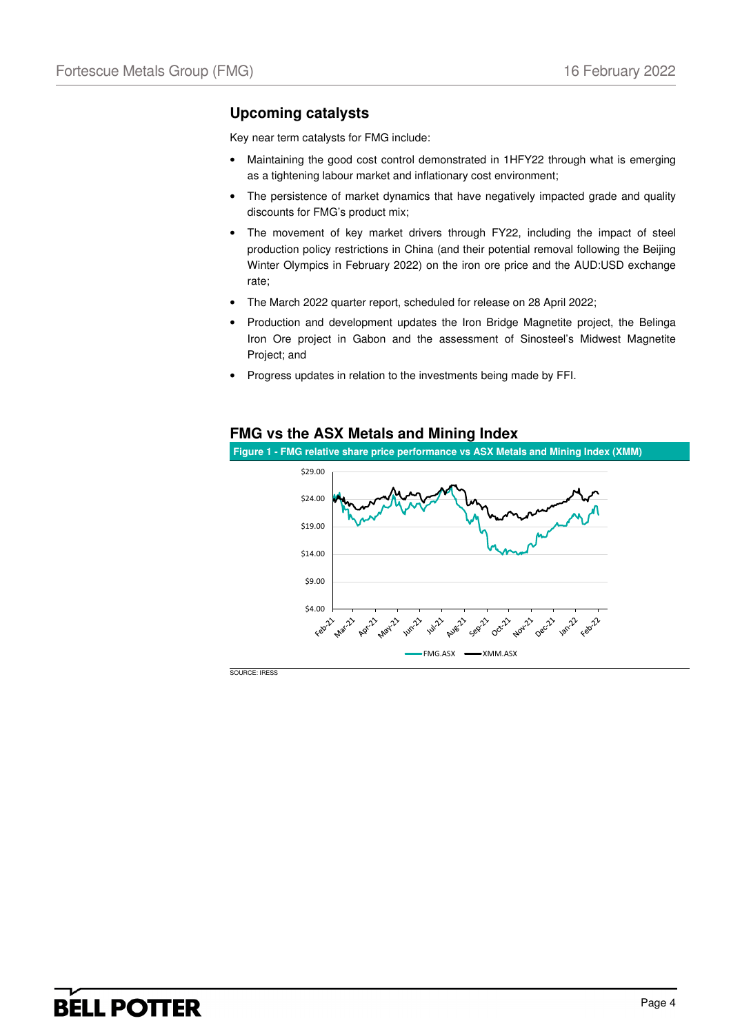## Upcoming catalysts

Key near term catalysts for FMG include:

- Maintaining the good cost control demonstrated in 1HFY22 through what is emerging as a tightening labour market and inflationary cost environment;
- The persistence of market dynamics that have negatively impacted grade and quality discounts for FMG's product mix;
- The movement of key market drivers through FY22, including the impact of steel production policy restrictions in China (and their potential removal following the Beijing Winter Olympics in February 2022) on the iron ore price and the AUD:USD exchange rate;
- The March 2022 quarter report, scheduled for release on 28 April 2022;
- Production and development updates the Iron Bridge Magnetite project, the Belinga Iron Ore project in Gabon and the assessment of Sinosteel's Midwest Magnetite Project; and
- Progress updates in relation to the investments being made by FFI.

## FMG vs the ASX Metals and Mining Index

**Figure 1 - FMG relative share price performance vs ASX Metals and Mining Index (XMM)**

SOURCE: IRESS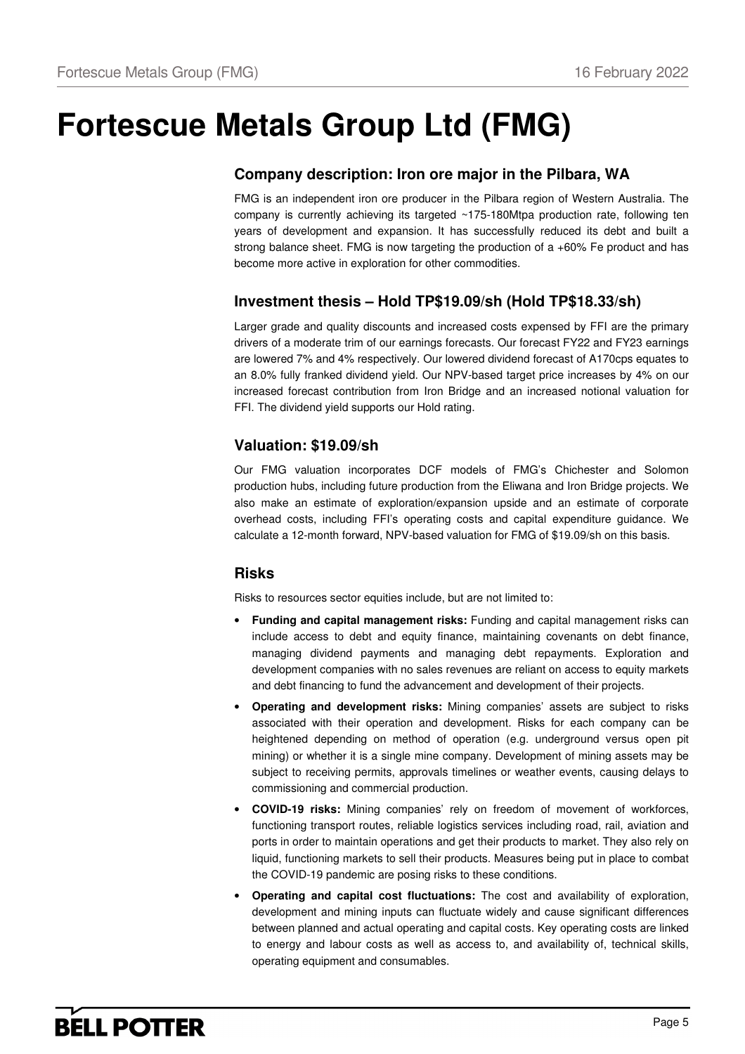# Fortescue Metals Group Ltd (FMG)

## Company description: Iron ore major in the Pilbara, WA

FMG is an independent iron ore producer in the Pilbara region of Western Australia. The company is currently achieving its targeted ~175-180Mtpa production rate, following ten years of development and expansion. It has successfully reduced its debt and built a strong balance sheet. FMG is now targeting the production of a +60% Fe product and has become more active in exploration for other commodities.

## Investment thesis – Hold TP$19.09/sh (Hold TP$18.33/sh)

Larger grade and quality discounts and increased costs expensed by FFI are the primary drivers of a moderate trim of our earnings forecasts. Our forecast FY22 and FY23 earnings are lowered 7% and 4% respectively. Our lowered dividend forecast of A170cps equates to an 8.0% fully franked dividend yield. Our NPV-based target price increases by 4% on our increased forecast contribution from Iron Bridge and an increased notional valuation for FFI. The dividend yield supports our Hold rating.

## Valuation: $19.09/sh

Our FMG valuation incorporates DCF models of FMG's Chichester and Solomon production hubs, including future production from the Eliwana and Iron Bridge projects. We also make an estimate of exploration/expansion upside and an estimate of corporate overhead costs, including FFI's operating costs and capital expenditure guidance. We calculate a 12-month forward, NPV-based valuation for FMG of $19.09/sh on this basis.

## Risks

Risks to resources sector equities include, but are not limited to:

- **Funding and capital management risks:** Funding and capital management risks can include access to debt and equity finance, maintaining covenants on debt finance, managing dividend payments and managing debt repayments. Exploration and development companies with no sales revenues are reliant on access to equity markets and debt financing to fund the advancement and development of their projects.
- **Operating and development risks:** Mining companies' assets are subject to risks associated with their operation and development. Risks for each company can be heightened depending on method of operation (e.g. underground versus open pit mining) or whether it is a single mine company. Development of mining assets may be subject to receiving permits, approvals timelines or weather events, causing delays to commissioning and commercial production.
- **COVID-19 risks:** Mining companies' rely on freedom of movement of workforces, functioning transport routes, reliable logistics services including road, rail, aviation and ports in order to maintain operations and get their products to market. They also rely on liquid, functioning markets to sell their products. Measures being put in place to combat the COVID-19 pandemic are posing risks to these conditions.
- **Operating and capital cost fluctuations:** The cost and availability of exploration, development and mining inputs can fluctuate widely and cause significant differences between planned and actual operating and capital costs. Key operating costs are linked to energy and labour costs as well as access to, and availability of, technical skills, operating equipment and consumables.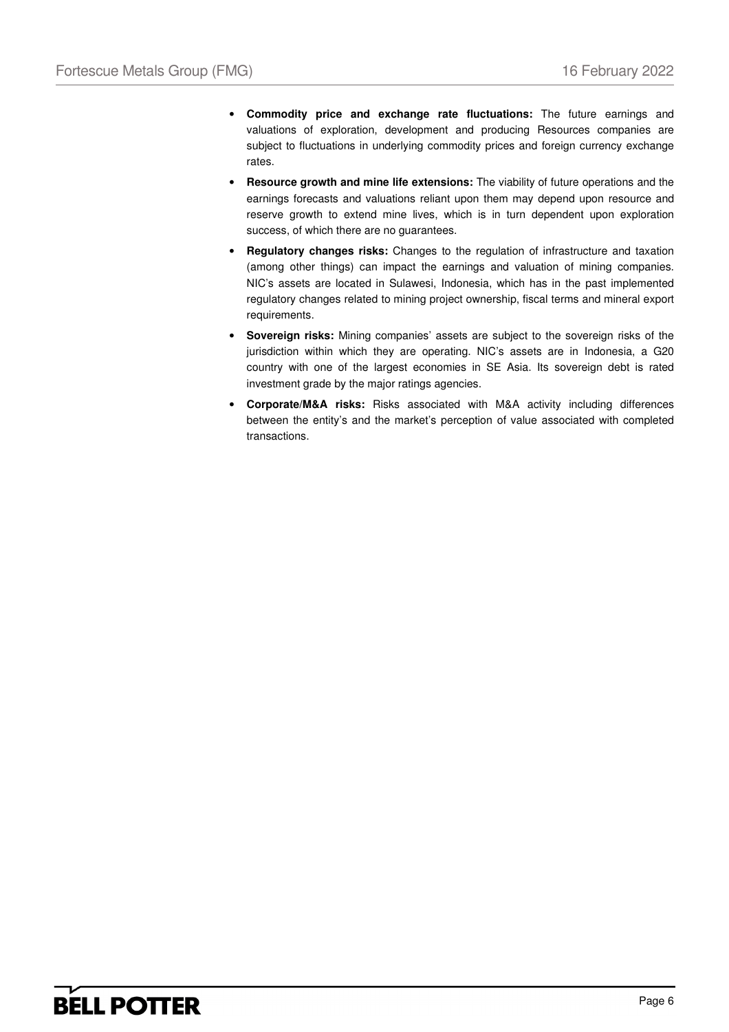- **Commodity price and exchange rate fluctuations:** The future earnings and valuations of exploration, development and producing Resources companies are subject to fluctuations in underlying commodity prices and foreign currency exchange rates.
- **Resource growth and mine life extensions:** The viability of future operations and the earnings forecasts and valuations reliant upon them may depend upon resource and reserve growth to extend mine lives, which is in turn dependent upon exploration success, of which there are no guarantees.
- **Regulatory changes risks:** Changes to the regulation of infrastructure and taxation (among other things) can impact the earnings and valuation of mining companies. NIC's assets are located in Sulawesi, Indonesia, which has in the past implemented regulatory changes related to mining project ownership, fiscal terms and mineral export requirements.
- **Sovereign risks:** Mining companies' assets are subject to the sovereign risks of the jurisdiction within which they are operating. NIC's assets are in Indonesia, a G20 country with one of the largest economies in SE Asia. Its sovereign debt is rated investment grade by the major ratings agencies.
- **Corporate/M&A risks:** Risks associated with M&A activity including differences between the entity's and the market's perception of value associated with completed transactions.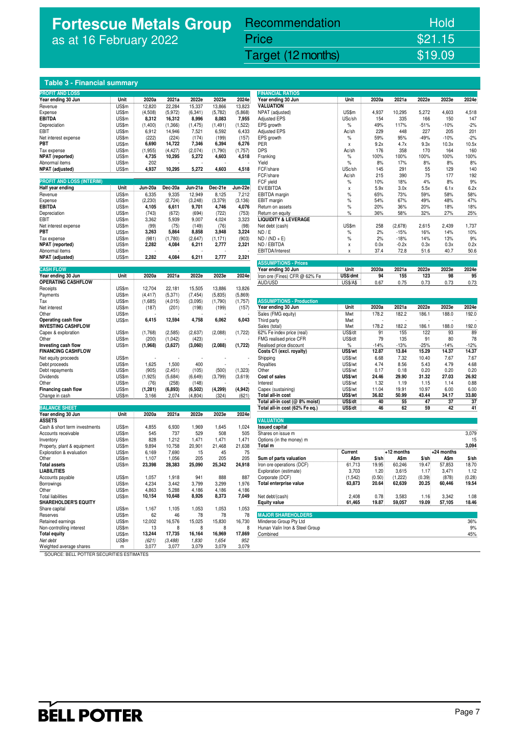# Fortescue Metals Group

as at 16 February 2022

| Recommendation | Hold |
|---|---|
| Price | $21.15 |
| Target (12 months) | $19.09 |

## Table 3 - Financial summary

| PROFIT AND LOSS | | | | | | |
|---|---|---|---|---|---|---|
| Year ending 30 Jun | Unit | 2020a | 2021a | 2022e | 2023e | 2024e |
| Revenue | US$m | 12,820 | 22,284 | 15,337 | 13,866 | 13,823 |
| Expense | US$m | (4,508) | (5,972) | (6,341) | (5,782) | (5,868) |
| **EBITDA** | US$m | **8,312** | **16,312** | **8,996** | **8,083** | **7,955** |
| Depreciation | US$m | (1,400) | (1,366) | (1,475) | (1,491) | (1,522) |
| EBIT | US$m | 6,912 | 14,946 | 7,521 | 6,592 | 6,433 |
| Net interest expense | US$m | (222) | (224) | (174) | (199) | (157) |
| **PBT** | US$m | **6,690** | **14,722** | **7,346** | **6,394** | **6,276** |
| Tax expense | US$m | (1,955) | (4,427) | (2,074) | (1,790) | (1,757) |
| **NPAT (reported)** | US$m | **4,735** | **10,295** | **5,272** | **4,603** | **4,518** |
| Abnormal items | US$m | 202 | - | - | - | - |
| **NPAT (adjusted)** | US$m | **4,937** | **10,295** | **5,272** | **4,603** | **4,518** |

| PROFIT AND LOSS (INTERIM) | | | | | | |
|---|---|---|---|---|---|---|
| Half year ending | Unit | Jun-20a | Dec-20a | Jun-21a | Dec-21e | Jun-22e |
| Revenue | US$m | 6,335 | 9,335 | 12,949 | 8,125 | 7,212 |
| Expense | US$m | (2,230) | (2,724) | (3,248) | (3,379) | (3,136) |
| **EBITDA** | US$m | **4,105** | **6,611** | **9,701** | **4,746** | **4,076** |
| Depreciation | US$m | (743) | (672) | (694) | (722) | (753) |
| EBIT | US$m | 3,362 | 5,939 | 9,007 | 4,024 | 3,323 |
| Net interest expense | US$m | (99) | (75) | (149) | (76) | (98) |
| **PBT** | US$m | **3,263** | **5,864** | **8,858** | **3,948** | **3,224** |
| Tax expense | US$m | (981) | (1,780) | (2,647) | (1,171) | (903) |
| **NPAT (reported)** | US$m | **2,282** | **4,084** | **6,211** | **2,777** | **2,321** |
| Abnormal items | US$m | - | - | - | - | - |
| **NPAT (adjusted)** | US$m | **2,282** | **4,084** | **6,211** | **2,777** | **2,321** |

| CASH FLOW | | | | | | |
|---|---|---|---|---|---|---|
| Year ending 30 Jun | Unit | 2020a | 2021a | 2022e | 2023e | 2024e |
| **OPERATING CASHFLOW** | | | | | | |
| Receipts | US$m | 12,704 | 22,181 | 15,505 | 13,886 | 13,826 |
| Payments | US$m | (4,417) | (5,371) | (7,454) | (5,835) | (5,869) |
| Tax | US$m | (1,685) | (4,015) | (3,095) | (1,790) | (1,757) |
| Net interest | US$m | (187) | (201) | (198) | (199) | (157) |
| Other | US$m | - | - | - | - | - |
| **Operating cash flow** | US$m | **6,415** | **12,594** | **4,758** | **6,062** | **6,043** |
| **INVESTING CASHFLOW** | | | | | | |
| Capex & exploration | US$m | (1,768) | (2,585) | (2,637) | (2,088) | (1,722) |
| Other | US$m | (200) | (1,042) | (423) | - | - |
| **Investing cash flow** | US$m | **(1,968)** | **(3,627)** | **(3,060)** | **(2,088)** | **(1,722)** |
| **FINANCING CASHFLOW** | | | | | | |
| Net equity proceeds | US$m | - | - | - | - | - |
| Debt proceeds | US$m | 1,625 | 1,500 | 400 | - | - |
| Debt repayments | US$m | (905) | (2,451) | (105) | (500) | (1,323) |
| Dividends | US$m | (1,925) | (5,684) | (6,649) | (3,799) | (3,619) |
| Other | US$m | (76) | (258) | (148) | - | - |
| **Financing cash flow** | US$m | **(1,281)** | **(6,893)** | **(6,502)** | **(4,299)** | **(4,942)** |
| Change in cash | US$m | 3,166 | 2,074 | (4,804) | (324) | (621) |

| BALANCE SHEET | | | | | | |
|---|---|---|---|---|---|---|
| Year ending 30 Jun | Unit | 2020a | 2021a | 2022e | 2023e | 2024e |
| **ASSETS** | | | | | | |
| Cash & short term investments | US$m | 4,855 | 6,930 | 1,969 | 1,645 | 1,024 |
| Accounts receivable | US$m | 545 | 737 | 529 | 508 | 505 |
| Inventory | US$m | 828 | 1,212 | 1,471 | 1,471 | 1,471 |
| Property, plant & equipment | US$m | 9,894 | 10,758 | 20,901 | 21,468 | 21,638 |
| Exploration & evaluation | US$m | 6,169 | 7,690 | 15 | 45 | 75 |
| Other | US$m | 1,107 | 1,056 | 205 | 205 | 205 |
| **Total assets** | US$m | **23,398** | **28,383** | **25,090** | **25,342** | **24,918** |
| **LIABILITIES** | | | | | | |
| Accounts payable | US$m | 1,057 | 1,918 | 941 | 888 | 887 |
| Borrowings | US$m | 4,234 | 3,442 | 3,799 | 3,299 | 1,976 |
| Other | US$m | 4,863 | 5,288 | 4,186 | 4,186 | 4,186 |
| Total liabilities | US$m | 10,154 | 10,648 | 8,926 | 8,373 | 7,049 |
| **SHAREHOLDER'S EQUITY** | | | | | | |
| Share capital | US$m | 1,167 | 1,105 | 1,053 | 1,053 | 1,053 |
| Reserves | US$m | 62 | 46 | 78 | 78 | 78 |
| Retained earnings | US$m | 12,002 | 16,576 | 15,025 | 15,830 | 16,730 |
| Non-controlling interest | US$m | 13 | 8 | 8 | 8 | 8 |
| **Total equity** | US$m | **13,244** | **17,735** | **16,164** | **16,969** | **17,869** |
| *Net debt* | *US$m* | *(621)* | *(3,488)* | *1,830* | *1,654* | *952* |
| Weighted average shares | m | 3,077 | 3,077 | 3,079 | 3,079 | 3,079 |

| FINANCIAL RATIOS | | | | | | |
|---|---|---|---|---|---|---|
| Year ending 30 Jun | Unit | 2020a | 2021a | 2022e | 2023e | 2024e |
| **VALUATION** | | | | | | |
| NPAT (adjusted) | US$m | 4,937 | 10,295 | 5,272 | 4,603 | 4,518 |
| Adjusted EPS | USc/sh | 154 | 335 | 166 | 150 | 147 |
| EPS growth | % | 49% | 117% | -51% | -10% | -2% |
| Adjusted EPS | Ac/sh | 229 | 448 | 227 | 205 | 201 |
| EPS growth | % | 59% | 95% | -49% | -10% | -2% |
| PER | x | 9.2x | 4.7x | 9.3x | 10.3x | 10.5x |
| DPS | Ac/sh | 176 | 358 | 170 | 164 | 160 |
| Franking | % | 100% | 100% | 100% | 100% | 100% |
| Yield | % | 8% | 17% | 8% | 8% | 8% |
| FCF/share | USc/sh | 145 | 291 | 55 | 129 | 140 |
| FCF/share | Ac/sh | 215 | 390 | 75 | 177 | 192 |
| FCF yield | % | 10% | 18% | 4% | 8% | 9% |
| EV/EBITDA | x | 5.9x | 3.0x | 5.5x | 6.1x | 6.2x |
| EBITDA margin | % | 65% | 73% | 59% | 58% | 58% |
| EBIT margin | % | 54% | 67% | 49% | 48% | 47% |
| Return on assets | % | 20% | 36% | 20% | 18% | 18% |
| Return on equity | % | 36% | 58% | 32% | 27% | 25% |
| **LIQUIDITY & LEVERAGE** | | | | | | |
| Net debt (cash) | US$m | 258 | (2,678) | 2,615 | 2,439 | 1,737 |
| ND / E | % | 2% | -15% | 16% | 14% | 10% |
| ND / (ND + E) | % | 2% | -18% | 14% | 13% | 9% |
| ND / EBITDA | x | 0.0x | -0.2x | 0.3x | 0.3x | 0.2x |
| EBITDA/Interest | x | 37.4 | 72.8 | 51.6 | 40.7 | 50.6 |

| ASSUMPTIONS - Prices | | | | | | |
|---|---|---|---|---|---|---|
| Year ending 30 Jun | Unit | 2020a | 2021a | 2022e | 2023e | 2024e |
| Iron ore (Fines) CFR @ 62% Fe | US$/dmt | 94 | 155 | 123 | 98 | 95 |
| AUD/USD | US$/A$ | 0.67 | 0.75 | 0.73 | 0.73 | 0.73 |

| ASSUMPTIONS - Production | | | | | | |
|---|---|---|---|---|---|---|
| Year ending 30 Jun | Unit | 2020a | 2021a | 2022e | 2023e | 2024e |
| Sales (FMG equity) | Mwt | 178.2 | 182.2 | 186.1 | 188.0 | 192.0 |
| Third party | Mwt | - | - | - | - | - |
| Sales (total) | Mwt | 178.2 | 182.2 | 186.1 | 188.0 | 192.0 |
| 62% Fe index price (real) | US$/dt | 91 | 155 | 122 | 93 | 89 |
| FMG realised price CFR | US$/dt | 79 | 135 | 91 | 80 | 78 |
| Realised price discount | % | -14% | -13% | -25% | -14% | -12% |
| **Costs C1 (excl. royalty)** | **US$/wt** | **12.87** | **13.84** | **15.29** | **14.37** | **14.37** |
| Shipping | US$/wt | 6.68 | 7.32 | 10.40 | 7.67 | 7.67 |
| Royalties | US$/wt | 4.74 | 8.56 | 5.43 | 4.79 | 4.68 |
| Other | US$/wt | 0.17 | 0.18 | 0.20 | 0.20 | 0.20 |
| **Cost of sales** | **US$/wt** | **24.46** | **29.90** | **31.32** | **27.03** | **26.92** |
| Interest | US$/wt | 1.32 | 1.19 | 1.15 | 1.14 | 0.88 |
| Capex (sustaining) | US$/wt | 11.04 | 19.91 | 10.97 | 6.00 | 6.00 |
| **Total all-in cost** | **US$/wt** | **36.82** | **50.99** | **43.44** | **34.17** | **33.80** |
| **Total all-in cost (@ 8% moist)** | **US$/dt** | **40** | **55** | **47** | **37** | **37** |
| **Total all-in cost (62% Fe eq.)** | **US$/dt** | **46** | **62** | **59** | **42** | **41** |

| VALUATION | | | | | | |
|---|---|---|---|---|---|---|
| **Issued capital** | | | | | | |
| Shares on issue m | | | | | | 3,079 |
| Options (in the money) m | | | | | | 15 |
| **Total m** | | | | | | **3,094** |
| | Current | | +12 months | | +24 months | |
| **Sum of parts valuation** | **A$m** | **$/sh** | **A$m** | **$/sh** | **A$m** | **$/sh** |
| Iron ore operations (DCF) | 61,713 | 19.95 | 60,246 | 19.47 | 57,853 | 18.70 |
| Exploration (estimate) | 3,703 | 1.20 | 3,615 | 1.17 | 3,471 | 1.12 |
| Corporate (DCF) | (1,542) | (0.50) | (1,222) | (0.39) | (878) | (0.28) |
| **Total enterprise value** | **63,873** | **20.64** | **62,639** | **20.25** | **60,446** | **19.54** |
| Net debt/(cash) | 2,408 | 0.78 | 3,583 | 1.16 | 3,342 | 1.08 |
| **Equity value** | **61,465** | **19.87** | **59,057** | **19.09** | **57,105** | **18.46** |

| MAJOR SHAREHOLDERS | |
|---|---|
| Minderoo Group Pty Ltd | 36% |
| Hunan Valin Iron & Steel Group | 9% |
| Combined | 45% |

SOURCE: BELL POTTER SECURITIES ESTIMATES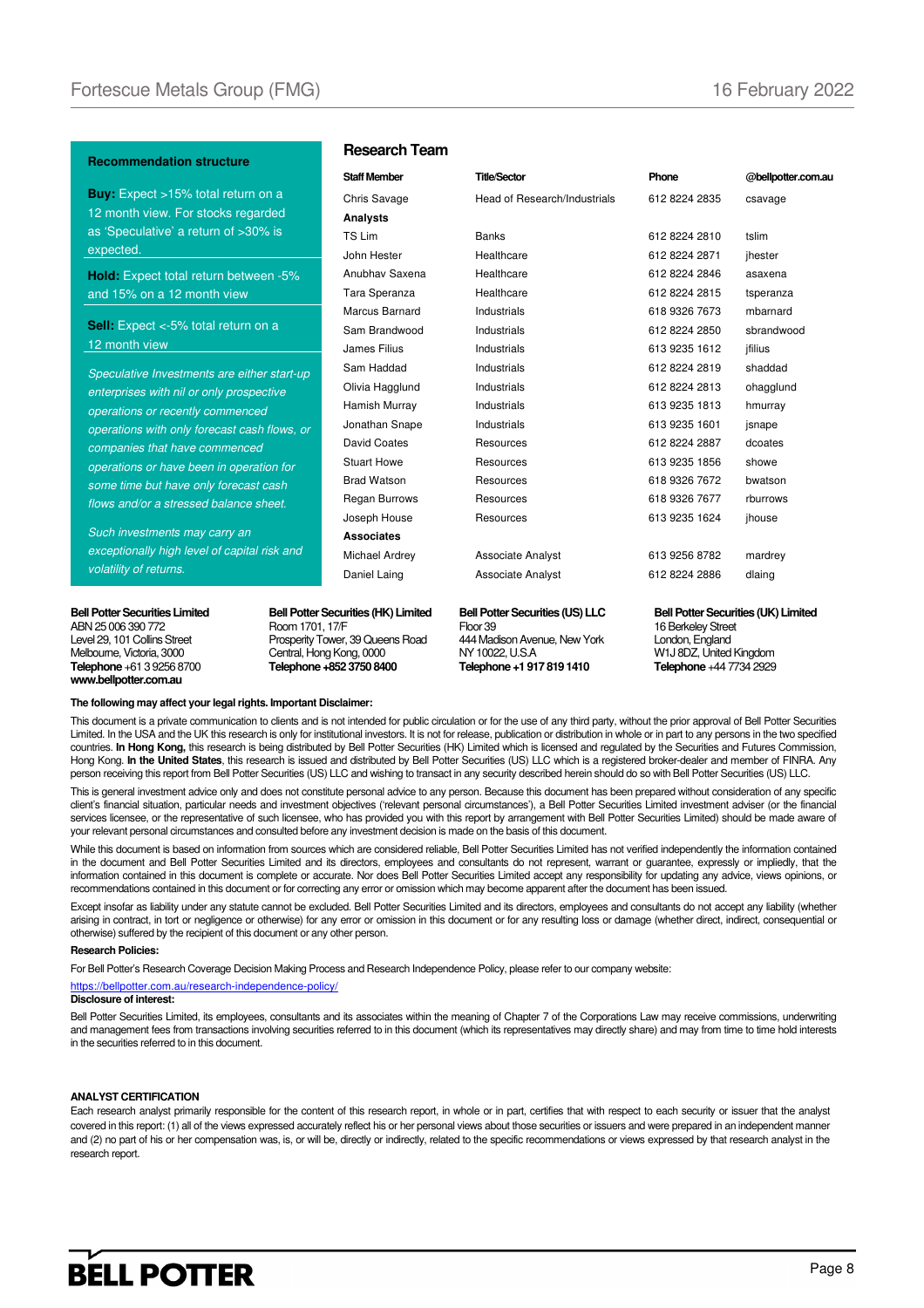**Recommendation structure**

**Buy:** Expect >15% total return on a 12 month view. For stocks regarded as 'Speculative' a return of >30% is expected.

**Hold:** Expect total return between -5% and 15% on a 12 month view

**Sell:** Expect <-5% total return on a 12 month view

*Speculative Investments are either start-up enterprises with nil or only prospective operations or recently commenced operations with only forecast cash flows, or companies that have commenced operations or have been in operation for some time but have only forecast cash flows and/or a stressed balance sheet.*

*Such investments may carry an exceptionally high level of capital risk and volatility of returns.*

## Research Team

| Staff Member | Title/Sector | Phone | @bellpotter.com.au |
|---|---|---|---|
| Chris Savage | Head of Research/Industrials | 612 8224 2835 | csavage |
| **Analysts** | | | |
| TS Lim | Banks | 612 8224 2810 | tslim |
| John Hester | Healthcare | 612 8224 2871 | jhester |
| Anubhav Saxena | Healthcare | 612 8224 2846 | asaxena |
| Tara Speranza | Healthcare | 612 8224 2815 | tsperanza |
| Marcus Barnard | Industrials | 618 9326 7673 | mbarnard |
| Sam Brandwood | Industrials | 612 8224 2850 | sbrandwood |
| James Filius | Industrials | 613 9235 1612 | jfilius |
| Sam Haddad | Industrials | 612 8224 2819 | shaddad |
| Olivia Hagglund | Industrials | 612 8224 2813 | ohagglund |
| Hamish Murray | Industrials | 613 9235 1813 | hmurray |
| Jonathan Snape | Industrials | 613 9235 1601 | jsnape |
| David Coates | Resources | 612 8224 2887 | dcoates |
| Stuart Howe | Resources | 613 9235 1856 | showe |
| Brad Watson | Resources | 618 9326 7672 | bwatson |
| Regan Burrows | Resources | 618 9326 7677 | rburrows |
| Joseph House | Resources | 613 9235 1624 | jhouse |
| **Associates** | | | |
| Michael Ardrey | Associate Analyst | 613 9256 8782 | mardrey |
| Daniel Laing | Associate Analyst | 612 8224 2886 | dlaing |

**Bell Potter Securities Limited**
ABN 25 006 390 772
Level 29, 101 Collins Street
Melbourne, Victoria, 3000
**Telephone** +61 3 9256 8700
**www.bellpotter.com.au**

**Bell Potter Securities (HK) Limited**
Room 1701, 17/F
Prosperity Tower, 39 Queens Road
Central, Hong Kong, 0000
**Telephone +852 3750 8400**

**Bell Potter Securities (US) LLC**
Floor 39
444 Madison Avenue, New York
NY 10022, U.S.A
**Telephone +1 917 819 1410**

**Bell Potter Securities (UK) Limited**
16 Berkeley Street
London, England
W1J 8DZ, United Kingdom
**Telephone** +44 7734 2929

**The following may affect your legal rights. Important Disclaimer:**

This document is a private communication to clients and is not intended for public circulation or for the use of any third party, without the prior approval of Bell Potter Securities Limited. In the USA and the UK this research is only for institutional investors. It is not for release, publication or distribution in whole or in part to any persons in the two specified countries. **In Hong Kong,** this research is being distributed by Bell Potter Securities (HK) Limited which is licensed and regulated by the Securities and Futures Commission, Hong Kong. **In the United States**, this research is issued and distributed by Bell Potter Securities (US) LLC which is a registered broker-dealer and member of FINRA. Any person receiving this report from Bell Potter Securities (US) LLC and wishing to transact in any security described herein should do so with Bell Potter Securities (US) LLC.

This is general investment advice only and does not constitute personal advice to any person. Because this document has been prepared without consideration of any specific client's financial situation, particular needs and investment objectives ('relevant personal circumstances'), a Bell Potter Securities Limited investment adviser (or the financial services licensee, or the representative of such licensee, who has provided you with this report by arrangement with Bell Potter Securities Limited) should be made aware of your relevant personal circumstances and consulted before any investment decision is made on the basis of this document.

While this document is based on information from sources which are considered reliable, Bell Potter Securities Limited has not verified independently the information contained in the document and Bell Potter Securities Limited and its directors, employees and consultants do not represent, warrant or guarantee, expressly or impliedly, that the information contained in this document is complete or accurate. Nor does Bell Potter Securities Limited accept any responsibility for updating any advice, views opinions, or recommendations contained in this document or for correcting any error or omission which may become apparent after the document has been issued.

Except insofar as liability under any statute cannot be excluded. Bell Potter Securities Limited and its directors, employees and consultants do not accept any liability (whether arising in contract, in tort or negligence or otherwise) for any error or omission in this document or for any resulting loss or damage (whether direct, indirect, consequential or otherwise) suffered by the recipient of this document or any other person.

**Research Policies:**

For Bell Potter's Research Coverage Decision Making Process and Research Independence Policy, please refer to our company website:

https://bellpotter.com.au/research-independence-policy/

**Disclosure of interest:**

Bell Potter Securities Limited, its employees, consultants and its associates within the meaning of Chapter 7 of the Corporations Law may receive commissions, underwriting and management fees from transactions involving securities referred to in this document (which its representatives may directly share) and may from time to time hold interests in the securities referred to in this document.

**ANALYST CERTIFICATION**

Each research analyst primarily responsible for the content of this research report, in whole or in part, certifies that with respect to each security or issuer that the analyst covered in this report: (1) all of the views expressed accurately reflect his or her personal views about those securities or issuers and were prepared in an independent manner and (2) no part of his or her compensation was, is, or will be, directly or indirectly, related to the specific recommendations or views expressed by that research analyst in the research report.